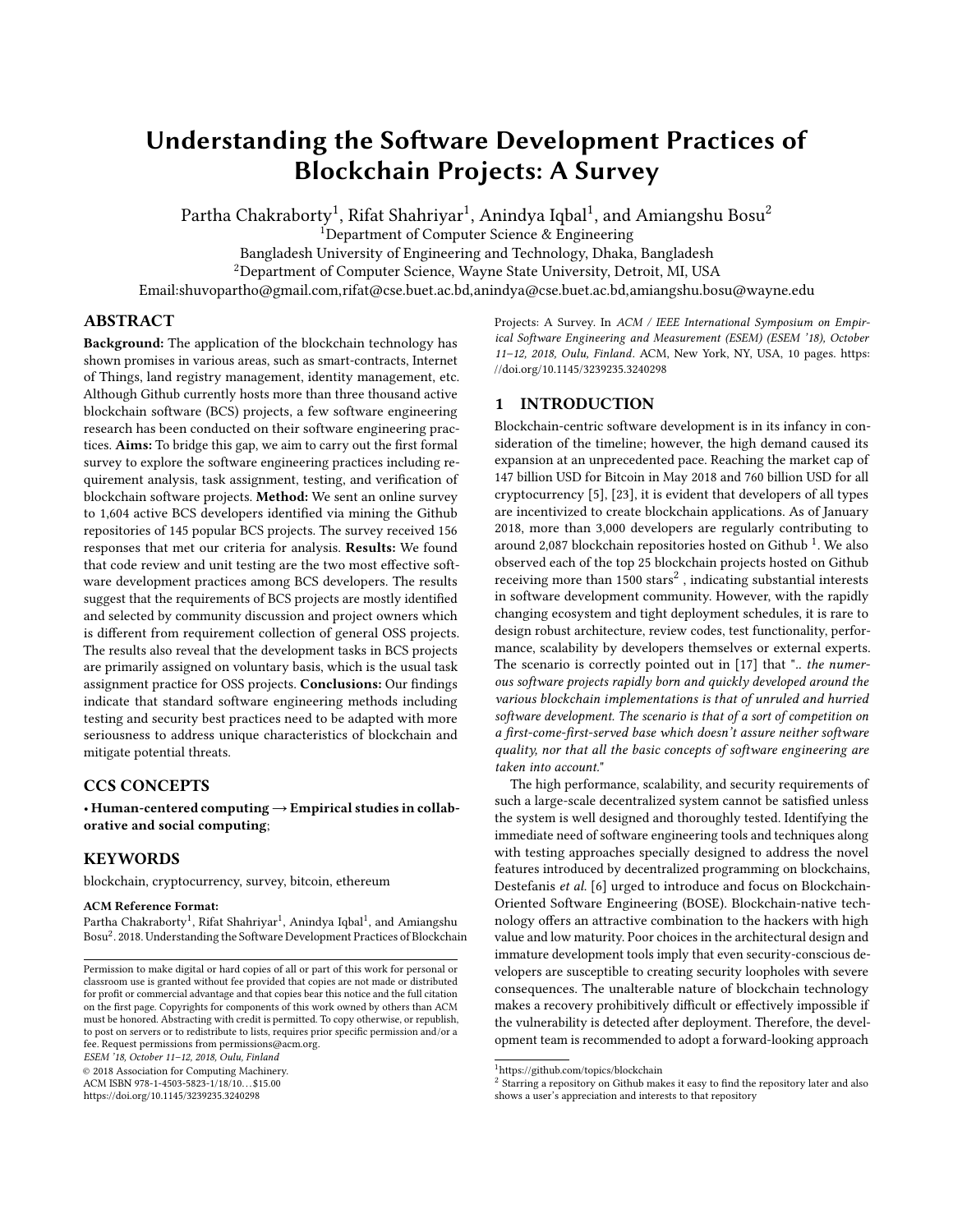# Understanding the Software Development Practices of Blockchain Projects: A Survey

Partha Chakraborty[1], Rifat Shahriyar[1], Anindya Iqbal[1], and Amiangshu Bosu[2]

[1]Department of Computer Science & Engineering
Bangladesh University of Engineering and Technology, Dhaka, Bangladesh
[2]Department of Computer Science, Wayne State University, Detroit, MI, USA
Email:shuvopartho@gmail.com,rifat@cse.buet.ac.bd,anindya@cse.buet.ac.bd,amiangshu.bosu@wayne.edu

## ABSTRACT

**Background:** The application of the blockchain technology has shown promises in various areas, such as smart-contracts, Internet of Things, land registry management, identity management, etc. Although Github currently hosts more than three thousand active blockchain software (BCS) projects, a few software engineering research has been conducted on their software engineering practices. **Aims:** To bridge this gap, we aim to carry out the first formal survey to explore the software engineering practices including requirement analysis, task assignment, testing, and verification of blockchain software projects. **Method:** We sent an online survey to 1,604 active BCS developers identified via mining the Github repositories of 145 popular BCS projects. The survey received 156 responses that met our criteria for analysis. **Results:** We found that code review and unit testing are the two most effective software development practices among BCS developers. The results suggest that the requirements of BCS projects are mostly identified and selected by community discussion and project owners which is different from requirement collection of general OSS projects. The results also reveal that the development tasks in BCS projects are primarily assigned on voluntary basis, which is the usual task assignment practice for OSS projects. **Conclusions:** Our findings indicate that standard software engineering methods including testing and security best practices need to be adapted with more seriousness to address unique characteristics of blockchain and mitigate potential threats.

## CCS CONCEPTS

• **Human-centered computing → Empirical studies in collaborative and social computing**;

## KEYWORDS

blockchain, cryptocurrency, survey, bitcoin, ethereum

**ACM Reference Format:**
Partha Chakraborty[1], Rifat Shahriyar[1], Anindya Iqbal[1], and Amiangshu Bosu[2]. 2018. Understanding the Software Development Practices of Blockchain Projects: A Survey. In *ACM / IEEE International Symposium on Empirical Software Engineering and Measurement (ESEM) (ESEM '18), October 11–12, 2018, Oulu, Finland.* ACM, New York, NY, USA, 10 pages. https://doi.org/10.1145/3239235.3240298

Permission to make digital or hard copies of all or part of this work for personal or classroom use is granted without fee provided that copies are not made or distributed for profit or commercial advantage and that copies bear this notice and the full citation on the first page. Copyrights for components of this work owned by others than ACM must be honored. Abstracting with credit is permitted. To copy otherwise, or republish, to post on servers or to redistribute to lists, requires prior specific permission and/or a fee. Request permissions from permissions@acm.org.
*ESEM '18, October 11–12, 2018, Oulu, Finland*
© 2018 Association for Computing Machinery.
ACM ISBN 978-1-4503-5823-1/18/10...$15.00
https://doi.org/10.1145/3239235.3240298

## 1 INTRODUCTION

Blockchain-centric software development is in its infancy in consideration of the timeline; however, the high demand caused its expansion at an unprecedented pace. Reaching the market cap of 147 billion USD for Bitcoin in May 2018 and 760 billion USD for all cryptocurrency [5], [23], it is evident that developers of all types are incentivized to create blockchain applications. As of January 2018, more than 3,000 developers are regularly contributing to around 2,087 blockchain repositories hosted on Github [1]. We also observed each of the top 25 blockchain projects hosted on Github receiving more than 1500 stars[2] , indicating substantial interests in software development community. However, with the rapidly changing ecosystem and tight deployment schedules, it is rare to design robust architecture, review codes, test functionality, performance, scalability by developers themselves or external experts. The scenario is correctly pointed out in [17] that ".. *the numerous software projects rapidly born and quickly developed around the various blockchain implementations is that of unruled and hurried software development. The scenario is that of a sort of competition on a first-come-first-served base which doesn't assure neither software quality, nor that all the basic concepts of software engineering are taken into account.*"

The high performance, scalability, and security requirements of such a large-scale decentralized system cannot be satisfied unless the system is well designed and thoroughly tested. Identifying the immediate need of software engineering tools and techniques along with testing approaches specially designed to address the novel features introduced by decentralized programming on blockchains, Destefanis *et al.* [6] urged to introduce and focus on Blockchain-Oriented Software Engineering (BOSE). Blockchain-native technology offers an attractive combination to the hackers with high value and low maturity. Poor choices in the architectural design and immature development tools imply that even security-conscious developers are susceptible to creating security loopholes with severe consequences. The unalterable nature of blockchain technology makes a recovery prohibitively difficult or effectively impossible if the vulnerability is detected after deployment. Therefore, the development team is recommended to adopt a forward-looking approach

[1]https://github.com/topics/blockchain

[2] Starring a repository on Github makes it easy to find the repository later and also shows a user's appreciation and interests to that repository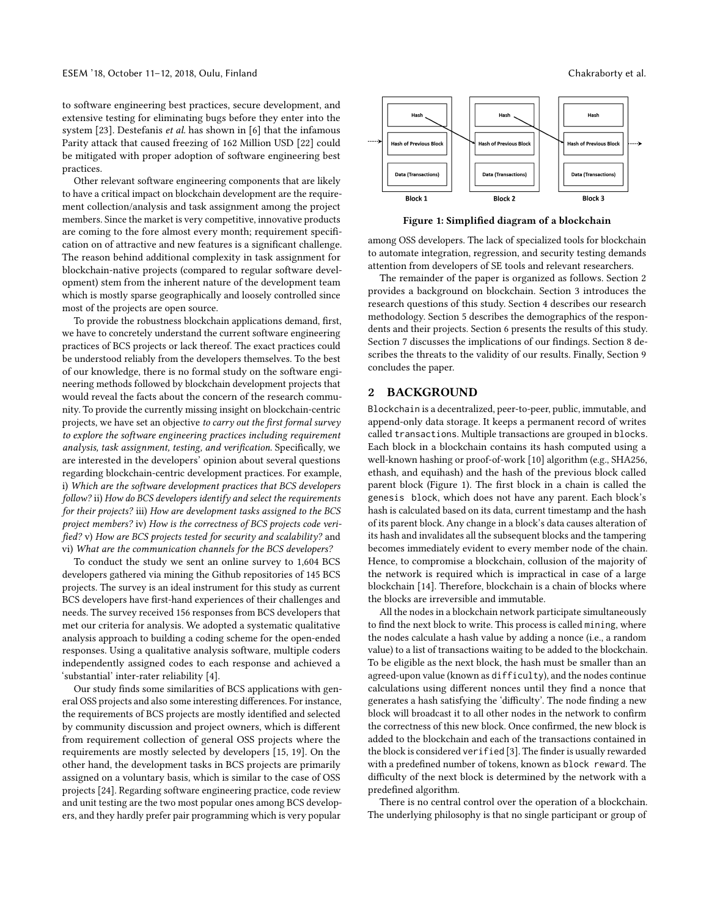to software engineering best practices, secure development, and extensive testing for eliminating bugs before they enter into the system [23]. Destefanis *et al.* has shown in [6] that the infamous Parity attack that caused freezing of 162 Million USD [22] could be mitigated with proper adoption of software engineering best practices.

Other relevant software engineering components that are likely to have a critical impact on blockchain development are the requirement collection/analysis and task assignment among the project members. Since the market is very competitive, innovative products are coming to the fore almost every month; requirement specification on of attractive and new features is a significant challenge. The reason behind additional complexity in task assignment for blockchain-native projects (compared to regular software development) stem from the inherent nature of the development team which is mostly sparse geographically and loosely controlled since most of the projects are open source.

To provide the robustness blockchain applications demand, first, we have to concretely understand the current software engineering practices of BCS projects or lack thereof. The exact practices could be understood reliably from the developers themselves. To the best of our knowledge, there is no formal study on the software engineering methods followed by blockchain development projects that would reveal the facts about the concern of the research community. To provide the currently missing insight on blockchain-centric projects, we have set an objective *to carry out the first formal survey to explore the software engineering practices including requirement analysis, task assignment, testing, and verification.* Specifically, we are interested in the developers' opinion about several questions regarding blockchain-centric development practices. For example, i) *Which are the software development practices that BCS developers follow?* ii) *How do BCS developers identify and select the requirements for their projects?* iii) *How are development tasks assigned to the BCS project members?* iv) *How is the correctness of BCS projects code verified?* v) *How are BCS projects tested for security and scalability?* and vi) *What are the communication channels for the BCS developers?*

To conduct the study we sent an online survey to 1,604 BCS developers gathered via mining the Github repositories of 145 BCS projects. The survey is an ideal instrument for this study as current BCS developers have first-hand experiences of their challenges and needs. The survey received 156 responses from BCS developers that met our criteria for analysis. We adopted a systematic qualitative analysis approach to building a coding scheme for the open-ended responses. Using a qualitative analysis software, multiple coders independently assigned codes to each response and achieved a 'substantial' inter-rater reliability [4].

Our study finds some similarities of BCS applications with general OSS projects and also some interesting differences. For instance, the requirements of BCS projects are mostly identified and selected by community discussion and project owners, which is different from requirement collection of general OSS projects where the requirements are mostly selected by developers [15, 19]. On the other hand, the development tasks in BCS projects are primarily assigned on a voluntary basis, which is similar to the case of OSS projects [24]. Regarding software engineering practice, code review and unit testing are the two most popular ones among BCS developers, and they hardly prefer pair programming which is very popular among OSS developers. The lack of specialized tools for blockchain to automate integration, regression, and security testing demands attention from developers of SE tools and relevant researchers.

| Block 1 | Block 2 | Block 3 |
|---|---|---|
| Hash | Hash | Hash |
| Hash of Previous Block | Hash of Previous Block | Hash of Previous Block |
| Data (Transactions) | Data (Transactions) | Data (Transactions) |

**Figure 1: Simplified diagram of a blockchain**

The remainder of the paper is organized as follows. Section 2 provides a background on blockchain. Section 3 introduces the research questions of this study. Section 4 describes our research methodology. Section 5 describes the demographics of the respondents and their projects. Section 6 presents the results of this study. Section 7 discusses the implications of our findings. Section 8 describes the threats to the validity of our results. Finally, Section 9 concludes the paper.

## 2 BACKGROUND

`Blockchain` is a decentralized, peer-to-peer, public, immutable, and append-only data storage. It keeps a permanent record of writes called `transactions`. Multiple transactions are grouped in `blocks`. Each block in a blockchain contains its hash computed using a well-known hashing or proof-of-work [10] algorithm (e.g., SHA256, ethash, and equihash) and the hash of the previous block called parent block (Figure 1). The first block in a chain is called the `genesis block`, which does not have any parent. Each block's hash is calculated based on its data, current timestamp and the hash of its parent block. Any change in a block's data causes alteration of its hash and invalidates all the subsequent blocks and the tampering becomes immediately evident to every member node of the chain. Hence, to compromise a blockchain, collusion of the majority of the network is required which is impractical in case of a large blockchain [14]. Therefore, blockchain is a chain of blocks where the blocks are irreversible and immutable.

All the nodes in a blockchain network participate simultaneously to find the next block to write. This process is called `mining`, where the nodes calculate a hash value by adding a nonce (i.e., a random value) to a list of transactions waiting to be added to the blockchain. To be eligible as the next block, the hash must be smaller than an agreed-upon value (known as `difficulty`), and the nodes continue calculations using different nonces until they find a nonce that generates a hash satisfying the 'difficulty'. The node finding a new block will broadcast it to all other nodes in the network to confirm the correctness of this new block. Once confirmed, the new block is added to the blockchain and each of the transactions contained in the block is considered `verified` [3]. The finder is usually rewarded with a predefined number of tokens, known as `block reward`. The difficulty of the next block is determined by the network with a predefined algorithm.

There is no central control over the operation of a blockchain. The underlying philosophy is that no single participant or group of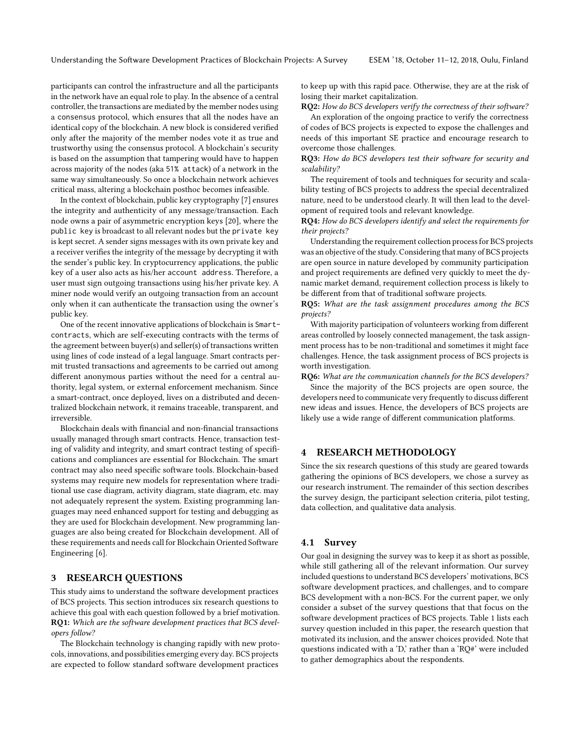participants can control the infrastructure and all the participants in the network have an equal role to play. In the absence of a central controller, the transactions are mediated by the member nodes using a consensus protocol, which ensures that all the nodes have an identical copy of the blockchain. A new block is considered verified only after the majority of the member nodes vote it as true and trustworthy using the consensus protocol. A blockchain's security is based on the assumption that tampering would have to happen across majority of the nodes (aka 51% attack) of a network in the same way simultaneously. So once a blockchain network achieves critical mass, altering a blockchain posthoc becomes infeasible.

In the context of blockchain, public key cryptography [7] ensures the integrity and authenticity of any message/transaction. Each node owns a pair of asymmetric encryption keys [20], where the public key is broadcast to all relevant nodes but the private key is kept secret. A sender signs messages with its own private key and a receiver verifies the integrity of the message by decrypting it with the sender's public key. In cryptocurrency applications, the public key of a user also acts as his/her account address. Therefore, a user must sign outgoing transactions using his/her private key. A miner node would verify an outgoing transaction from an account only when it can authenticate the transaction using the owner's public key.

One of the recent innovative applications of blockchain is Smart-contracts, which are self-executing contracts with the terms of the agreement between buyer(s) and seller(s) of transactions written using lines of code instead of a legal language. Smart contracts permit trusted transactions and agreements to be carried out among different anonymous parties without the need for a central authority, legal system, or external enforcement mechanism. Since a smart-contract, once deployed, lives on a distributed and decentralized blockchain network, it remains traceable, transparent, and irreversible.

Blockchain deals with financial and non-financial transactions usually managed through smart contracts. Hence, transaction testing of validity and integrity, and smart contract testing of specifications and compliances are essential for Blockchain. The smart contract may also need specific software tools. Blockchain-based systems may require new models for representation where traditional use case diagram, activity diagram, state diagram, etc. may not adequately represent the system. Existing programming languages may need enhanced support for testing and debugging as they are used for Blockchain development. New programming languages are also being created for Blockchain development. All of these requirements and needs call for Blockchain Oriented Software Engineering [6].

## 3 RESEARCH QUESTIONS

This study aims to understand the software development practices of BCS projects. This section introduces six research questions to achieve this goal with each question followed by a brief motivation.

**RQ1:** *Which are the software development practices that BCS developers follow?*

The Blockchain technology is changing rapidly with new protocols, innovations, and possibilities emerging every day. BCS projects are expected to follow standard software development practices to keep up with this rapid pace. Otherwise, they are at the risk of losing their market capitalization.

**RQ2:** *How do BCS developers verify the correctness of their software?*

An exploration of the ongoing practice to verify the correctness of codes of BCS projects is expected to expose the challenges and needs of this important SE practice and encourage research to overcome those challenges.

**RQ3:** *How do BCS developers test their software for security and scalability?*

The requirement of tools and techniques for security and scalability testing of BCS projects to address the special decentralized nature, need to be understood clearly. It will then lead to the development of required tools and relevant knowledge.

**RQ4:** *How do BCS developers identify and select the requirements for their projects?*

Understanding the requirement collection process for BCS projects was an objective of the study. Considering that many of BCS projects are open source in nature developed by community participation and project requirements are defined very quickly to meet the dynamic market demand, requirement collection process is likely to be different from that of traditional software projects.

**RQ5:** *What are the task assignment procedures among the BCS projects?*

With majority participation of volunteers working from different areas controlled by loosely connected management, the task assignment process has to be non-traditional and sometimes it might face challenges. Hence, the task assignment process of BCS projects is worth investigation.

**RQ6:** *What are the communication channels for the BCS developers?*

Since the majority of the BCS projects are open source, the developers need to communicate very frequently to discuss different new ideas and issues. Hence, the developers of BCS projects are likely use a wide range of different communication platforms.

## 4 RESEARCH METHODOLOGY

Since the six research questions of this study are geared towards gathering the opinions of BCS developers, we chose a survey as our research instrument. The remainder of this section describes the survey design, the participant selection criteria, pilot testing, data collection, and qualitative data analysis.

### 4.1 Survey

Our goal in designing the survey was to keep it as short as possible, while still gathering all of the relevant information. Our survey included questions to understand BCS developers' motivations, BCS software development practices, and challenges, and to compare BCS development with a non-BCS. For the current paper, we only consider a subset of the survey questions that focus on the software development practices of BCS projects. Table 1 lists each survey question included in this paper, the research question that motivated its inclusion, and the answer choices provided. Note that questions indicated with a 'D,' rather than a 'RQ#' were included to gather demographics about the respondents.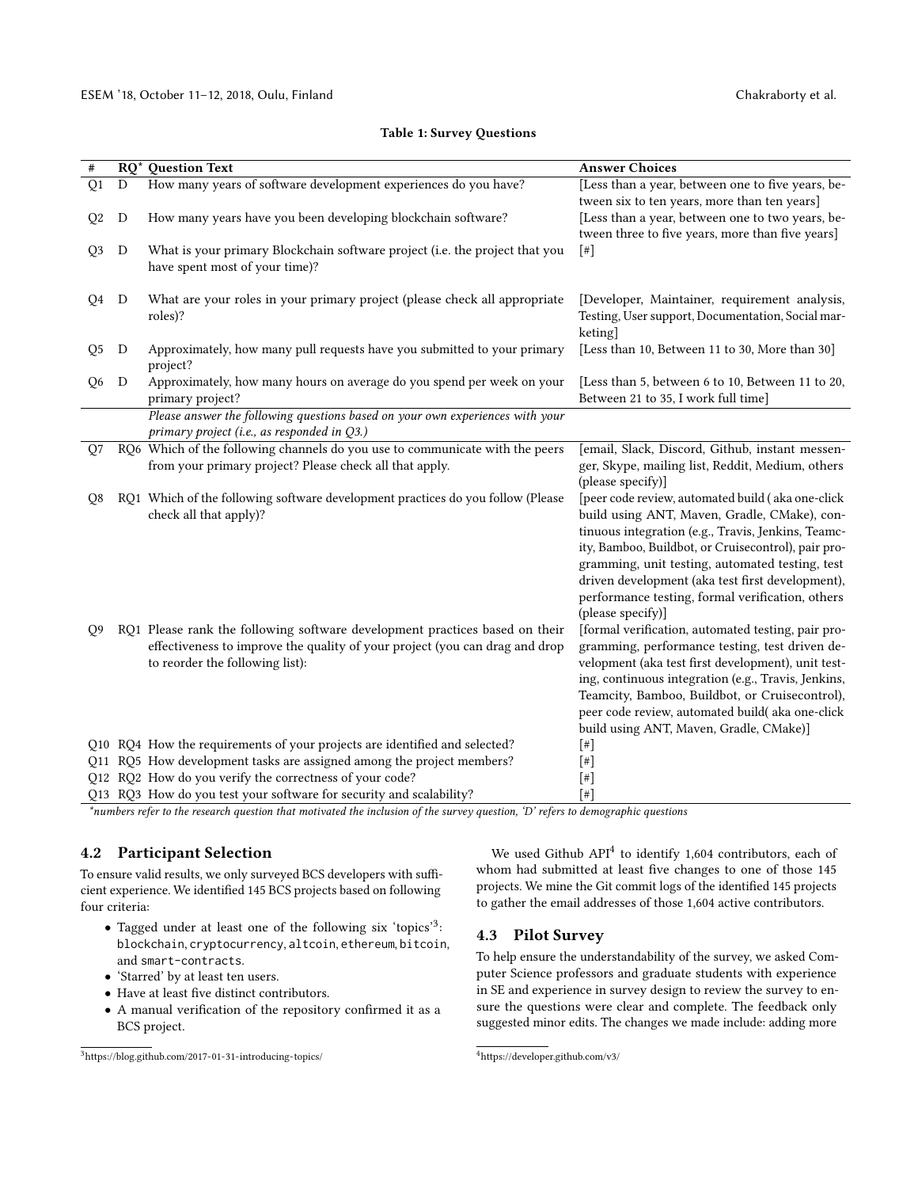**Table 1: Survey Questions**

| # | RQ* | Question Text | Answer Choices |
|---|---|---|---|
| Q1 | D | How many years of software development experiences do you have? | [Less than a year, between one to five years, between six to ten years, more than ten years] |
| Q2 | D | How many years have you been developing blockchain software? | [Less than a year, between one to two years, between three to five years, more than five years] |
| Q3 | D | What is your primary Blockchain software project (i.e. the project that you have spent most of your time)? | [#] |
| Q4 | D | What are your roles in your primary project (please check all appropriate roles)? | [Developer, Maintainer, requirement analysis, Testing, User support, Documentation, Social marketing] |
| Q5 | D | Approximately, how many pull requests have you submitted to your primary project? | [Less than 10, Between 11 to 30, More than 30] |
| Q6 | D | Approximately, how many hours on average do you spend per week on your primary project? | [Less than 5, between 6 to 10, Between 11 to 20, Between 21 to 35, I work full time] |
| | | *Please answer the following questions based on your own experiences with your primary project (i.e., as responded in Q3.)* | |
| Q7 | RQ6 | Which of the following channels do you use to communicate with the peers from your primary project? Please check all that apply. | [email, Slack, Discord, Github, instant messenger, Skype, mailing list, Reddit, Medium, others (please specify)] |
| Q8 | RQ1 | Which of the following software development practices do you follow (Please check all that apply)? | [peer code review, automated build ( aka one-click build using ANT, Maven, Gradle, CMake), continuous integration (e.g., Travis, Jenkins, Teamcity, Bamboo, Buildbot, or Cruisecontrol), pair programming, unit testing, automated testing, test driven development (aka test first development), performance testing, formal verification, others (please specify)] |
| Q9 | RQ1 | Please rank the following software development practices based on their effectiveness to improve the quality of your project (you can drag and drop to reorder the following list): | [formal verification, automated testing, pair programming, performance testing, test driven development (aka test first development), unit testing, continuous integration (e.g., Travis, Jenkins, Teamcity, Bamboo, Buildbot, or Cruisecontrol), peer code review, automated build( aka one-click build using ANT, Maven, Gradle, CMake)] |
| Q10 | RQ4 | How the requirements of your projects are identified and selected? | [#] |
| Q11 | RQ5 | How development tasks are assigned among the project members? | [#] |
| Q12 | RQ2 | How do you verify the correctness of your code? | [#] |
| Q13 | RQ3 | How do you test your software for security and scalability? | [#] |

*numbers refer to the research question that motivated the inclusion of the survey question, 'D' refers to demographic questions*

## 4.2 Participant Selection

To ensure valid results, we only surveyed BCS developers with sufficient experience. We identified 145 BCS projects based on following four criteria:

- Tagged under at least one of the following six 'topics'[3]: `blockchain`, `cryptocurrency`, `altcoin`, `ethereum`, `bitcoin`, and `smart-contracts`.
- 'Starred' by at least ten users.
- Have at least five distinct contributors.
- A manual verification of the repository confirmed it as a BCS project.

We used Github API[4] to identify 1,604 contributors, each of whom had submitted at least five changes to one of those 145 projects. We mine the Git commit logs of the identified 145 projects to gather the email addresses of those 1,604 active contributors.

## 4.3 Pilot Survey

To help ensure the understandability of the survey, we asked Computer Science professors and graduate students with experience in SE and experience in survey design to review the survey to ensure the questions were clear and complete. The feedback only suggested minor edits. The changes we made include: adding more

[3] https://blog.github.com/2017-01-31-introducing-topics/

[4] https://developer.github.com/v3/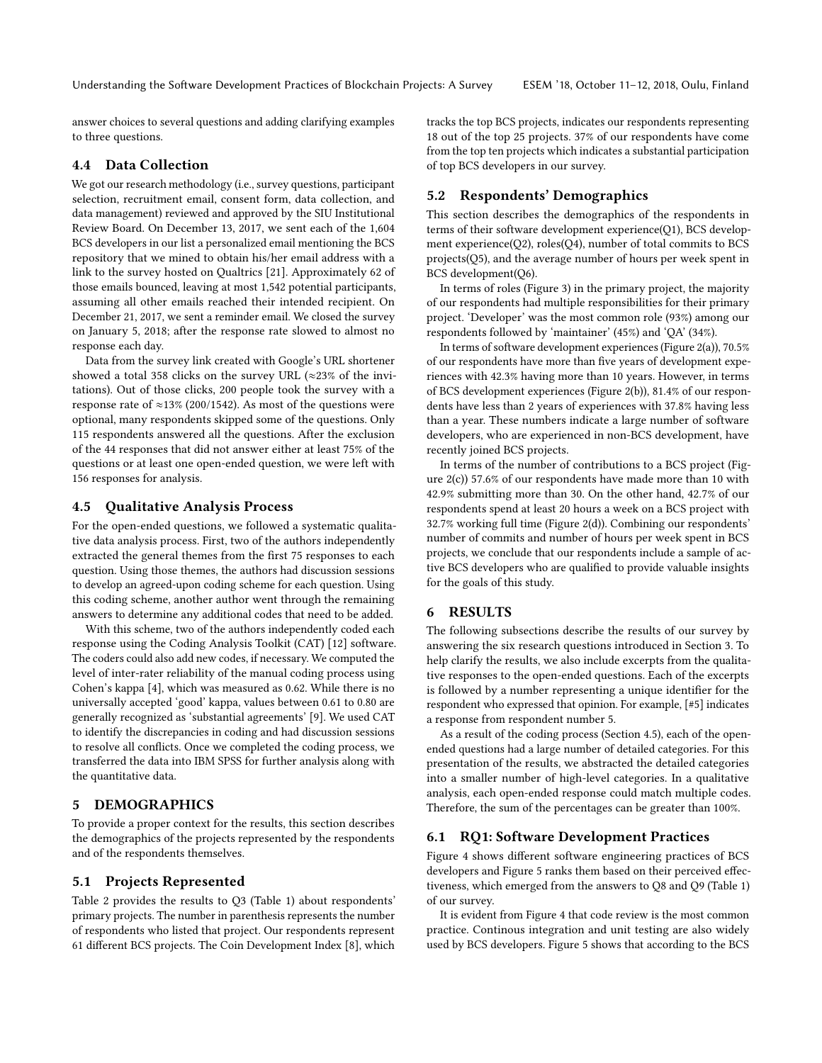answer choices to several questions and adding clarifying examples to three questions.

### 4.4 Data Collection

We got our research methodology (i.e., survey questions, participant selection, recruitment email, consent form, data collection, and data management) reviewed and approved by the SIU Institutional Review Board. On December 13, 2017, we sent each of the 1,604 BCS developers in our list a personalized email mentioning the BCS repository that we mined to obtain his/her email address with a link to the survey hosted on Qualtrics [21]. Approximately 62 of those emails bounced, leaving at most 1,542 potential participants, assuming all other emails reached their intended recipient. On December 21, 2017, we sent a reminder email. We closed the survey on January 5, 2018; after the response rate slowed to almost no response each day.

Data from the survey link created with Google's URL shortener showed a total 358 clicks on the survey URL (≈23% of the invitations). Out of those clicks, 200 people took the survey with a response rate of ≈13% (200/1542). As most of the questions were optional, many respondents skipped some of the questions. Only 115 respondents answered all the questions. After the exclusion of the 44 responses that did not answer either at least 75% of the questions or at least one open-ended question, we were left with 156 responses for analysis.

### 4.5 Qualitative Analysis Process

For the open-ended questions, we followed a systematic qualitative data analysis process. First, two of the authors independently extracted the general themes from the first 75 responses to each question. Using those themes, the authors had discussion sessions to develop an agreed-upon coding scheme for each question. Using this coding scheme, another author went through the remaining answers to determine any additional codes that need to be added.

With this scheme, two of the authors independently coded each response using the Coding Analysis Toolkit (CAT) [12] software. The coders could also add new codes, if necessary. We computed the level of inter-rater reliability of the manual coding process using Cohen's kappa [4], which was measured as 0.62. While there is no universally accepted 'good' kappa, values between 0.61 to 0.80 are generally recognized as 'substantial agreements' [9]. We used CAT to identify the discrepancies in coding and had discussion sessions to resolve all conflicts. Once we completed the coding process, we transferred the data into IBM SPSS for further analysis along with the quantitative data.

## 5 DEMOGRAPHICS

To provide a proper context for the results, this section describes the demographics of the projects represented by the respondents and of the respondents themselves.

### 5.1 Projects Represented

Table 2 provides the results to Q3 (Table 1) about respondents' primary projects. The number in parenthesis represents the number of respondents who listed that project. Our respondents represent 61 different BCS projects. The Coin Development Index [8], which tracks the top BCS projects, indicates our respondents representing 18 out of the top 25 projects. 37% of our respondents have come from the top ten projects which indicates a substantial participation of top BCS developers in our survey.

### 5.2 Respondents' Demographics

This section describes the demographics of the respondents in terms of their software development experience(Q1), BCS development experience(Q2), roles(Q4), number of total commits to BCS projects(Q5), and the average number of hours per week spent in BCS development(Q6).

In terms of roles (Figure 3) in the primary project, the majority of our respondents had multiple responsibilities for their primary project. 'Developer' was the most common role (93%) among our respondents followed by 'maintainer' (45%) and 'QA' (34%).

In terms of software development experiences (Figure 2(a)), 70.5% of our respondents have more than five years of development experiences with 42.3% having more than 10 years. However, in terms of BCS development experiences (Figure 2(b)), 81.4% of our respondents have less than 2 years of experiences with 37.8% having less than a year. These numbers indicate a large number of software developers, who are experienced in non-BCS development, have recently joined BCS projects.

In terms of the number of contributions to a BCS project (Figure 2(c)) 57.6% of our respondents have made more than 10 with 42.9% submitting more than 30. On the other hand, 42.7% of our respondents spend at least 20 hours a week on a BCS project with 32.7% working full time (Figure 2(d)). Combining our respondents' number of commits and number of hours per week spent in BCS projects, we conclude that our respondents include a sample of active BCS developers who are qualified to provide valuable insights for the goals of this study.

## 6 RESULTS

The following subsections describe the results of our survey by answering the six research questions introduced in Section 3. To help clarify the results, we also include excerpts from the qualitative responses to the open-ended questions. Each of the excerpts is followed by a number representing a unique identifier for the respondent who expressed that opinion. For example, [#5] indicates a response from respondent number 5.

As a result of the coding process (Section 4.5), each of the open-ended questions had a large number of detailed categories. For this presentation of the results, we abstracted the detailed categories into a smaller number of high-level categories. In a qualitative analysis, each open-ended response could match multiple codes. Therefore, the sum of the percentages can be greater than 100%.

### 6.1 RQ1: Software Development Practices

Figure 4 shows different software engineering practices of BCS developers and Figure 5 ranks them based on their perceived effectiveness, which emerged from the answers to Q8 and Q9 (Table 1) of our survey.

It is evident from Figure 4 that code review is the most common practice. Continous integration and unit testing are also widely used by BCS developers. Figure 5 shows that according to the BCS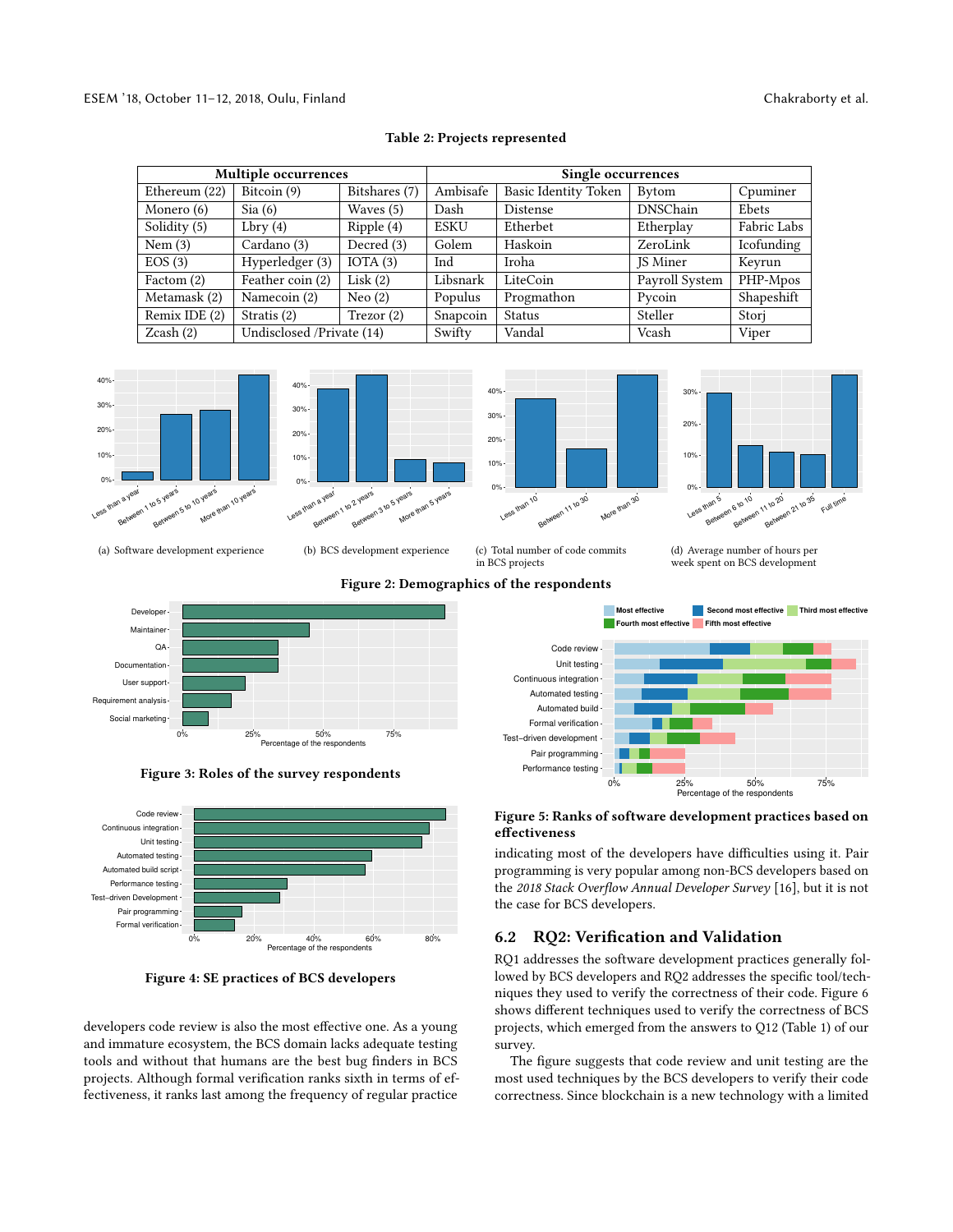**Table 2: Projects represented**

| Multiple occurrences | | | Single occurrences | | | |
|---|---|---|---|---|---|---|
| Ethereum (22) | Bitcoin (9) | Bitshares (7) | Ambisafe | Basic Identity Token | Bytom | Cpuminer |
| Monero (6) | Sia (6) | Waves (5) | Dash | Distense | DNSChain | Ebets |
| Solidity (5) | Lbry (4) | Ripple (4) | ESKU | Etherbet | Etherplay | Fabric Labs |
| Nem (3) | Cardano (3) | Decred (3) | Golem | Haskoin | ZeroLink | Icofunding |
| EOS (3) | Hyperledger (3) | IOTA (3) | Ind | Iroha | JS Miner | Keyrun |
| Factom (2) | Feather coin (2) | Lisk (2) | Libsnark | LiteCoin | Payroll System | PHP-Mpos |
| Metamask (2) | Namecoin (2) | Neo (2) | Populus | Progmathon | Pycoin | Shapeshift |
| Remix IDE (2) | Stratis (2) | Trezor (2) | Snapcoin | Status | Steller | Storj |
| Zcash (2) | Undisclosed /Private (14) | | Swifty | Vandal | Vcash | Viper |

(a) Software development experience

(b) BCS development experience

(c) Total number of code commits in BCS projects

(d) Average number of hours per week spent on BCS development

**Figure 2: Demographics of the respondents**

**Figure 3: Roles of the survey respondents**

**Figure 4: SE practices of BCS developers**

**Figure 5: Ranks of software development practices based on effectiveness**

developers code review is also the most effective one. As a young and immature ecosystem, the BCS domain lacks adequate testing tools and without that humans are the best bug finders in BCS projects. Although formal verification ranks sixth in terms of effectiveness, it ranks last among the frequency of regular practice indicating most of the developers have difficulties using it. Pair programming is very popular among non-BCS developers based on the *2018 Stack Overflow Annual Developer Survey* [16], but it is not the case for BCS developers.

## 6.2 RQ2: Verification and Validation

RQ1 addresses the software development practices generally followed by BCS developers and RQ2 addresses the specific tool/techniques they used to verify the correctness of their code. Figure 6 shows different techniques used to verify the correctness of BCS projects, which emerged from the answers to Q12 (Table 1) of our survey.

The figure suggests that code review and unit testing are the most used techniques by the BCS developers to verify their code correctness. Since blockchain is a new technology with a limited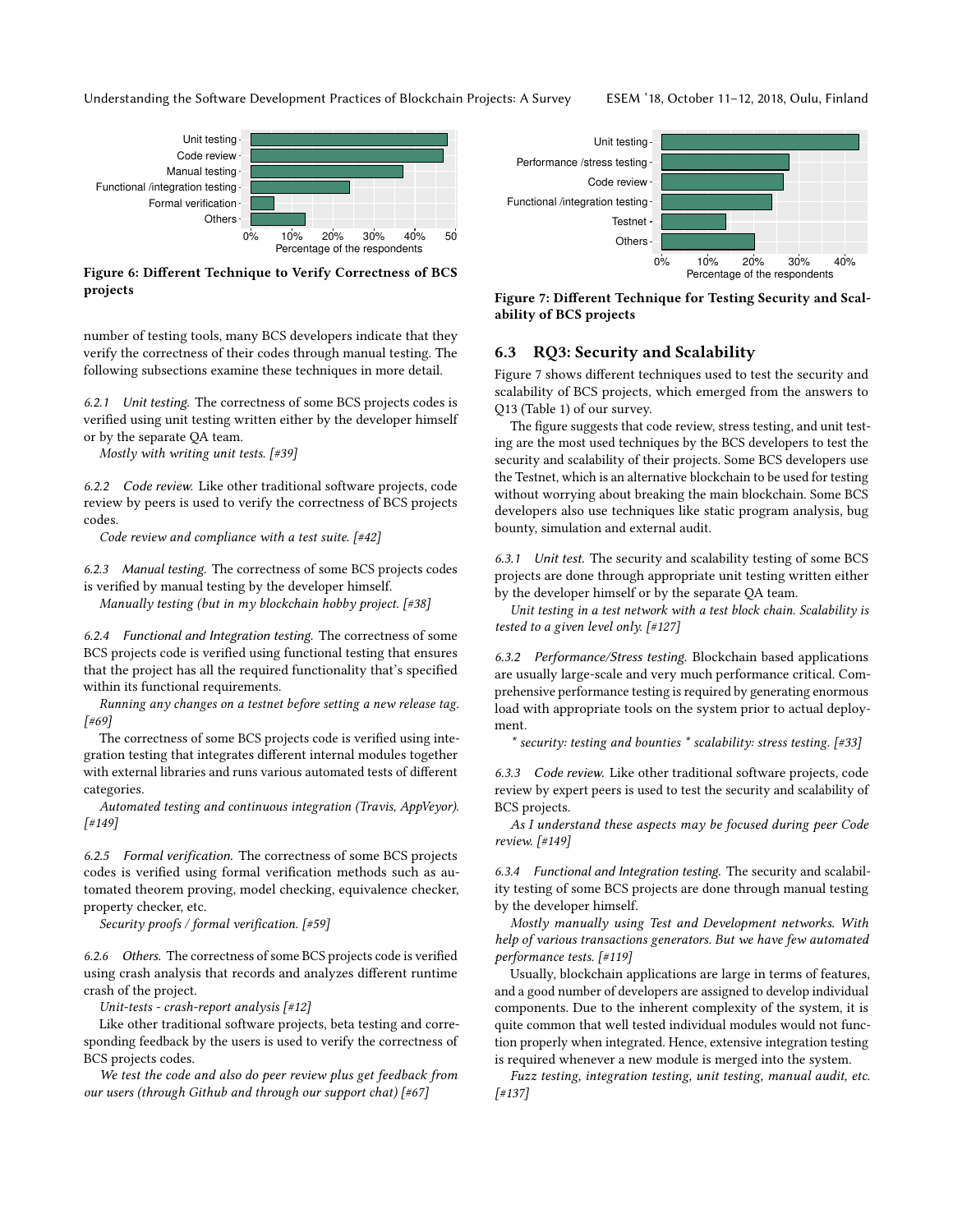Figure 6: Different Technique to Verify Correctness of BCS projects

number of testing tools, many BCS developers indicate that they verify the correctness of their codes through manual testing. The following subsections examine these techniques in more detail.

#### 6.2.1 *Unit testing.*

The correctness of some BCS projects codes is verified using unit testing written either by the developer himself or by the separate QA team.

*Mostly with writing unit tests. [#39]*

#### 6.2.2 *Code review.*

Like other traditional software projects, code review by peers is used to verify the correctness of BCS projects codes.

*Code review and compliance with a test suite. [#42]*

#### 6.2.3 *Manual testing.*

The correctness of some BCS projects codes is verified by manual testing by the developer himself.

*Manually testing (but in my blockchain hobby project. [#38]*

#### 6.2.4 *Functional and Integration testing.*

The correctness of some BCS projects code is verified using functional testing that ensures that the project has all the required functionality that's specified within its functional requirements.

*Running any changes on a testnet before setting a new release tag. [#69]*

The correctness of some BCS projects code is verified using integration testing that integrates different internal modules together with external libraries and runs various automated tests of different categories.

*Automated testing and continuous integration (Travis, AppVeyor). [#149]*

#### 6.2.5 *Formal verification.*

The correctness of some BCS projects codes is verified using formal verification methods such as automated theorem proving, model checking, equivalence checker, property checker, etc.

*Security proofs / formal verification. [#59]*

#### 6.2.6 *Others.*

The correctness of some BCS projects code is verified using crash analysis that records and analyzes different runtime crash of the project.

*Unit-tests - crash-report analysis [#12]*

Like other traditional software projects, beta testing and corresponding feedback by the users is used to verify the correctness of BCS projects codes.

*We test the code and also do peer review plus get feedback from our users (through Github and through our support chat) [#67]*

Figure 7: Different Technique for Testing Security and Scalability of BCS projects

### 6.3 RQ3: Security and Scalability

Figure 7 shows different techniques used to test the security and scalability of BCS projects, which emerged from the answers to Q13 (Table 1) of our survey.

The figure suggests that code review, stress testing, and unit testing are the most used techniques by the BCS developers to test the security and scalability of their projects. Some BCS developers use the Testnet, which is an alternative blockchain to be used for testing without worrying about breaking the main blockchain. Some BCS developers also use techniques like static program analysis, bug bounty, simulation and external audit.

#### 6.3.1 *Unit test.*

The security and scalability testing of some BCS projects are done through appropriate unit testing written either by the developer himself or by the separate QA team.

*Unit testing in a test network with a test block chain. Scalability is tested to a given level only. [#127]*

#### 6.3.2 *Performance/Stress testing.*

Blockchain based applications are usually large-scale and very much performance critical. Comprehensive performance testing is required by generating enormous load with appropriate tools on the system prior to actual deployment.

*\* security: testing and bounties \* scalability: stress testing. [#33]*

#### 6.3.3 *Code review.*

Like other traditional software projects, code review by expert peers is used to test the security and scalability of BCS projects.

*As I understand these aspects may be focused during peer Code review. [#149]*

#### 6.3.4 *Functional and Integration testing.*

The security and scalability testing of some BCS projects are done through manual testing by the developer himself.

*Mostly manually using Test and Development networks. With help of various transactions generators. But we have few automated performance tests. [#119]*

Usually, blockchain applications are large in terms of features, and a good number of developers are assigned to develop individual components. Due to the inherent complexity of the system, it is quite common that well tested individual modules would not function properly when integrated. Hence, extensive integration testing is required whenever a new module is merged into the system.

*Fuzz testing, integration testing, unit testing, manual audit, etc. [#137]*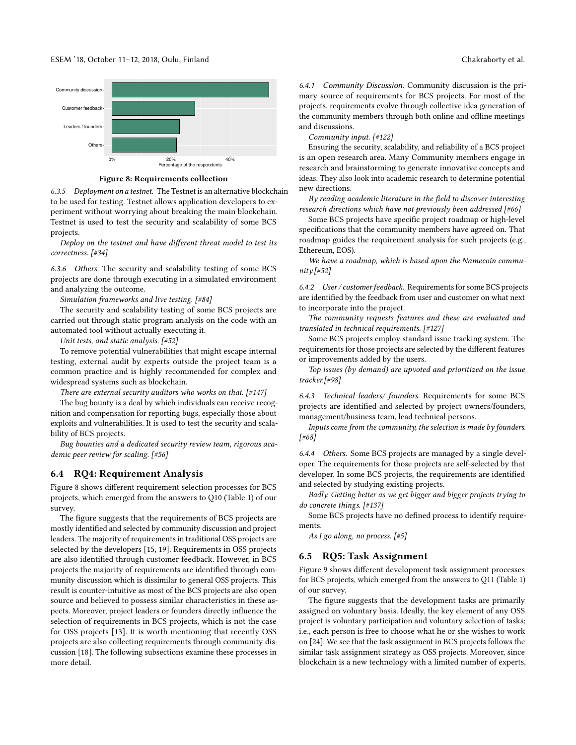Figure 8: Requirements collection

*6.3.5 Deployment on a testnet.* The Testnet is an alternative blockchain to be used for testing. Testnet allows application developers to experiment without worrying about breaking the main blockchain. Testnet is used to test the security and scalability of some BCS projects.

*Deploy on the testnet and have different threat model to test its correctness. [#34]*

*6.3.6 Others.* The security and scalability testing of some BCS projects are done through executing in a simulated environment and analyzing the outcome.

*Simulation frameworks and live testing. [#84]*

The security and scalability testing of some BCS projects are carried out through static program analysis on the code with an automated tool without actually executing it.

*Unit tests, and static analysis. [#52]*

To remove potential vulnerabilities that might escape internal testing, external audit by experts outside the project team is a common practice and is highly recommended for complex and widespread systems such as blockchain.

*There are external security auditors who works on that. [#147]*

The bug bounty is a deal by which individuals can receive recognition and compensation for reporting bugs, especially those about exploits and vulnerabilities. It is used to test the security and scalability of BCS projects.

*Bug bounties and a dedicated security review team, rigorous academic peer review for scaling. [#56]*

## 6.4 RQ4: Requirement Analysis

Figure 8 shows different requirement selection processes for BCS projects, which emerged from the answers to Q10 (Table 1) of our survey.

The figure suggests that the requirements of BCS projects are mostly identified and selected by community discussion and project leaders. The majority of requirements in traditional OSS projects are selected by the developers [15, 19]. Requirements in OSS projects are also identified through customer feedback. However, in BCS projects the majority of requirements are identified through community discussion which is dissimilar to general OSS projects. This result is counter-intuitive as most of the BCS projects are also open source and believed to possess similar characteristics in these aspects. Moreover, project leaders or founders directly influence the selection of requirements in BCS projects, which is not the case for OSS projects [13]. It is worth mentioning that recently OSS projects are also collecting requirements through community discussion [18]. The following subsections examine these processes in more detail.

*6.4.1 Community Discussion.* Community discussion is the primary source of requirements for BCS projects. For most of the projects, requirements evolve through collective idea generation of the community members through both online and offline meetings and discussions.

*Community input. [#122]*

Ensuring the security, scalability, and reliability of a BCS project is an open research area. Many Community members engage in research and brainstorming to generate innovative concepts and ideas. They also look into academic research to determine potential new directions.

*By reading academic literature in the field to discover interesting research directions which have not previously been addressed [#66]*

Some BCS projects have specific project roadmap or high-level specifications that the community members have agreed on. That roadmap guides the requirement analysis for such projects (e.g., Ethereum, EOS).

*We have a roadmap, which is based upon the Namecoin community.[#52]*

*6.4.2 User / customer feedback.* Requirements for some BCS projects are identified by the feedback from user and customer on what next to incorporate into the project.

*The community requests features and these are evaluated and translated in technical requirements. [#127]*

Some BCS projects employ standard issue tracking system. The requirements for those projects are selected by the different features or improvements added by the users.

*Top issues (by demand) are upvoted and prioritized on the issue tracker.[#98]*

*6.4.3 Technical leaders/ founders.* Requirements for some BCS projects are identified and selected by project owners/founders, management/business team, lead technical persons.

*Inputs come from the community, the selection is made by founders. [#68]*

*6.4.4 Others.* Some BCS projects are managed by a single developer. The requirements for those projects are self-selected by that developer. In some BCS projects, the requirements are identified and selected by studying existing projects.

*Badly. Getting better as we get bigger and bigger projects trying to do concrete things. [#137]*

Some BCS projects have no defined process to identify requirements.

*As I go along, no process. [#5]*

## 6.5 RQ5: Task Assignment

Figure 9 shows different development task assignment processes for BCS projects, which emerged from the answers to Q11 (Table 1) of our survey.

The figure suggests that the development tasks are primarily assigned on voluntary basis. Ideally, the key element of any OSS project is voluntary participation and voluntary selection of tasks; i.e., each person is free to choose what he or she wishes to work on [24]. We see that the task assignment in BCS projects follows the similar task assignment strategy as OSS projects. Moreover, since blockchain is a new technology with a limited number of experts,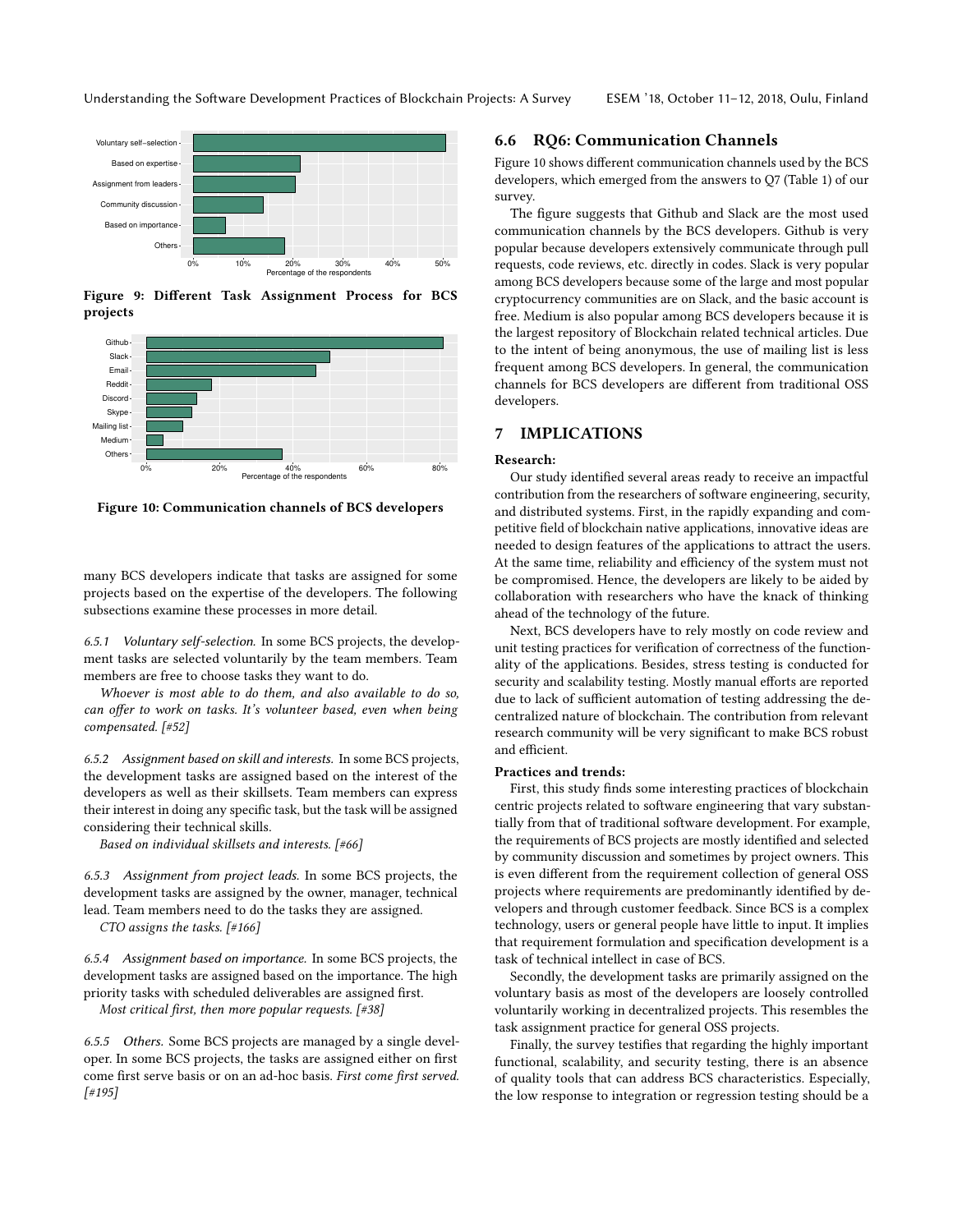Figure 9: Different Task Assignment Process for BCS projects

Figure 10: Communication channels of BCS developers

many BCS developers indicate that tasks are assigned for some projects based on the expertise of the developers. The following subsections examine these processes in more detail.

#### 6.5.1 Voluntary self-selection.

In some BCS projects, the development tasks are selected voluntarily by the team members. Team members are free to choose tasks they want to do.

*Whoever is most able to do them, and also available to do so, can offer to work on tasks. It's volunteer based, even when being compensated. [#52]*

#### 6.5.2 Assignment based on skill and interests.

In some BCS projects, the development tasks are assigned based on the interest of the developers as well as their skillsets. Team members can express their interest in doing any specific task, but the task will be assigned considering their technical skills.

*Based on individual skillsets and interests. [#66]*

#### 6.5.3 Assignment from project leads.

In some BCS projects, the development tasks are assigned by the owner, manager, technical lead. Team members need to do the tasks they are assigned.

*CTO assigns the tasks. [#166]*

#### 6.5.4 Assignment based on importance.

In some BCS projects, the development tasks are assigned based on the importance. The high priority tasks with scheduled deliverables are assigned first.

*Most critical first, then more popular requests. [#38]*

#### 6.5.5 Others.

Some BCS projects are managed by a single developer. In some BCS projects, the tasks are assigned either on first come first serve basis or on an ad-hoc basis. *First come first served. [#195]*

## 6.6 RQ6: Communication Channels

Figure 10 shows different communication channels used by the BCS developers, which emerged from the answers to Q7 (Table 1) of our survey.

The figure suggests that Github and Slack are the most used communication channels by the BCS developers. Github is very popular because developers extensively communicate through pull requests, code reviews, etc. directly in codes. Slack is very popular among BCS developers because some of the large and most popular cryptocurrency communities are on Slack, and the basic account is free. Medium is also popular among BCS developers because it is the largest repository of Blockchain related technical articles. Due to the intent of being anonymous, the use of mailing list is less frequent among BCS developers. In general, the communication channels for BCS developers are different from traditional OSS developers.

# 7 IMPLICATIONS

**Research:**

Our study identified several areas ready to receive an impactful contribution from the researchers of software engineering, security, and distributed systems. First, in the rapidly expanding and competitive field of blockchain native applications, innovative ideas are needed to design features of the applications to attract the users. At the same time, reliability and efficiency of the system must not be compromised. Hence, the developers are likely to be aided by collaboration with researchers who have the knack of thinking ahead of the technology of the future.

Next, BCS developers have to rely mostly on code review and unit testing practices for verification of correctness of the functionality of the applications. Besides, stress testing is conducted for security and scalability testing. Mostly manual efforts are reported due to lack of sufficient automation of testing addressing the decentralized nature of blockchain. The contribution from relevant research community will be very significant to make BCS robust and efficient.

**Practices and trends:**

First, this study finds some interesting practices of blockchain centric projects related to software engineering that vary substantially from that of traditional software development. For example, the requirements of BCS projects are mostly identified and selected by community discussion and sometimes by project owners. This is even different from the requirement collection of general OSS projects where requirements are predominantly identified by developers and through customer feedback. Since BCS is a complex technology, users or general people have little to input. It implies that requirement formulation and specification development is a task of technical intellect in case of BCS.

Secondly, the development tasks are primarily assigned on the voluntary basis as most of the developers are loosely controlled voluntarily working in decentralized projects. This resembles the task assignment practice for general OSS projects.

Finally, the survey testifies that regarding the highly important functional, scalability, and security testing, there is an absence of quality tools that can address BCS characteristics. Especially, the low response to integration or regression testing should be a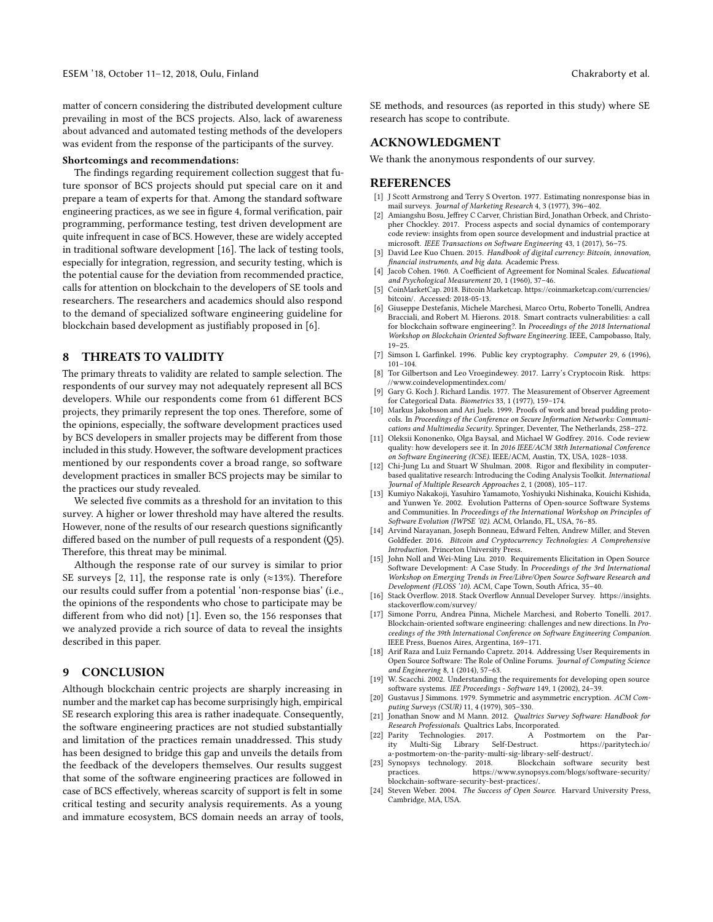matter of concern considering the distributed development culture prevailing in most of the BCS projects. Also, lack of awareness about advanced and automated testing methods of the developers was evident from the response of the participants of the survey.

**Shortcomings and recommendations:**

The findings regarding requirement collection suggest that future sponsor of BCS projects should put special care on it and prepare a team of experts for that. Among the standard software engineering practices, as we see in figure 4, formal verification, pair programming, performance testing, test driven development are quite infrequent in case of BCS. However, these are widely accepted in traditional software development [16]. The lack of testing tools, especially for integration, regression, and security testing, which is the potential cause for the deviation from recommended practice, calls for attention on blockchain to the developers of SE tools and researchers. The researchers and academics should also respond to the demand of specialized software engineering guideline for blockchain based development as justifiably proposed in [6].

## 8 THREATS TO VALIDITY

The primary threats to validity are related to sample selection. The respondents of our survey may not adequately represent all BCS developers. While our respondents come from 61 different BCS projects, they primarily represent the top ones. Therefore, some of the opinions, especially, the software development practices used by BCS developers in smaller projects may be different from those included in this study. However, the software development practices mentioned by our respondents cover a broad range, so software development practices in smaller BCS projects may be similar to the practices our study revealed.

We selected five commits as a threshold for an invitation to this survey. A higher or lower threshold may have altered the results. However, none of the results of our research questions significantly differed based on the number of pull requests of a respondent (Q5). Therefore, this threat may be minimal.

Although the response rate of our survey is similar to prior SE surveys [2, 11], the response rate is only (≈13%). Therefore our results could suffer from a potential 'non-response bias' (i.e., the opinions of the respondents who chose to participate may be different from who did not) [1]. Even so, the 156 responses that we analyzed provide a rich source of data to reveal the insights described in this paper.

## 9 CONCLUSION

Although blockchain centric projects are sharply increasing in number and the market cap has become surprisingly high, empirical SE research exploring this area is rather inadequate. Consequently, the software engineering practices are not studied substantially and limitation of the practices remain unaddressed. This study has been designed to bridge this gap and unveils the details from the feedback of the developers themselves. Our results suggest that some of the software engineering practices are followed in case of BCS effectively, whereas scarcity of support is felt in some critical testing and security analysis requirements. As a young and immature ecosystem, BCS domain needs an array of tools, SE methods, and resources (as reported in this study) where SE research has scope to contribute.

## ACKNOWLEDGMENT

We thank the anonymous respondents of our survey.

## REFERENCES

[1] J Scott Armstrong and Terry S Overton. 1977. Estimating nonresponse bias in mail surveys. *Journal of Marketing Research* 4, 3 (1977), 396–402.

[2] Amiangshu Bosu, Jeffrey C Carver, Christian Bird, Jonathan Orbeck, and Christopher Chockley. 2017. Process aspects and social dynamics of contemporary code review: insights from open source development and industrial practice at microsoft. *IEEE Transactions on Software Engineering* 43, 1 (2017), 56–75.

[3] David Lee Kuo Chuen. 2015. *Handbook of digital currency: Bitcoin, innovation, financial instruments, and big data.* Academic Press.

[4] Jacob Cohen. 1960. A Coefficient of Agreement for Nominal Scales. *Educational and Psychological Measurement* 20, 1 (1960), 37–46.

[5] CoinMarketCap. 2018. Bitcoin Marketcap. https://coinmarketcap.com/currencies/bitcoin/. Accessed: 2018-05-13.

[6] Giuseppe Destefanis, Michele Marchesi, Marco Ortu, Roberto Tonelli, Andrea Bracciali, and Robert M. Hierons. 2018. Smart contracts vulnerabilities: a call for blockchain software engineering?. In *Proceedings of the 2018 International Workshop on Blockchain Oriented Software Engineering.* IEEE, Campobasso, Italy, 19–25.

[7] Simson L Garfinkel. 1996. Public key cryptography. *Computer* 29, 6 (1996), 101–104.

[8] Tor Gilbertson and Leo Vroegindewey. 2017. Larry's Cryptocoin Risk. https://www.coindevelopmentindex.com/

[9] Gary G. Koch J. Richard Landis. 1977. The Measurement of Observer Agreement for Categorical Data. *Biometrics* 33, 1 (1977), 159–174.

[10] Markus Jakobsson and Ari Juels. 1999. Proofs of work and bread pudding protocols. In *Proceedings of the Conference on Secure Information Networks: Communications and Multimedia Security.* Springer, Deventer, The Netherlands, 258–272.

[11] Oleksii Kononenko, Olga Baysal, and Michael W Godfrey. 2016. Code review quality: how developers see it. In *2016 IEEE/ACM 38th International Conference on Software Engineering (ICSE).* IEEE/ACM, Austin, TX, USA, 1028–1038.

[12] Chi-Jung Lu and Stuart W Shulman. 2008. Rigor and flexibility in computer-based qualitative research: Introducing the Coding Analysis Toolkit. *International Journal of Multiple Research Approaches* 2, 1 (2008), 105–117.

[13] Kumiyo Nakakoji, Yasuhiro Yamamoto, Yoshiyuki Nishinaka, Kouichi Kishida, and Yunwen Ye. 2002. Evolution Patterns of Open-source Software Systems and Communities. In *Proceedings of the International Workshop on Principles of Software Evolution (IWPSE '02).* ACM, Orlando, FL, USA, 76–85.

[14] Arvind Narayanan, Joseph Bonneau, Edward Felten, Andrew Miller, and Steven Goldfeder. 2016. *Bitcoin and Cryptocurrency Technologies: A Comprehensive Introduction.* Princeton University Press.

[15] John Noll and Wei-Ming Liu. 2010. Requirements Elicitation in Open Source Software Development: A Case Study. In *Proceedings of the 3rd International Workshop on Emerging Trends in Free/Libre/Open Source Software Research and Development (FLOSS '10).* ACM, Cape Town, South Africa, 35–40.

[16] Stack Overflow. 2018. Stack Overflow Annual Developer Survey. https://insights.stackoverflow.com/survey/

[17] Simone Porru, Andrea Pinna, Michele Marchesi, and Roberto Tonelli. 2017. Blockchain-oriented software engineering: challenges and new directions. In *Proceedings of the 39th International Conference on Software Engineering Companion.* IEEE Press, Buenos Aires, Argentina, 169–171.

[18] Arif Raza and Luiz Fernando Capretz. 2014. Addressing User Requirements in Open Source Software: The Role of Online Forums. *Journal of Computing Science and Engineering* 8, 1 (2014), 57–63.

[19] W. Scacchi. 2002. Understanding the requirements for developing open source software systems. *IEE Proceedings - Software* 149, 1 (2002), 24–39.

[20] Gustavus J Simmons. 1979. Symmetric and asymmetric encryption. *ACM Computing Surveys (CSUR)* 11, 4 (1979), 305–330.

[21] Jonathan Snow and M Mann. 2012. *Qualtrics Survey Software: Handbook for Research Professionals.* Qualtrics Labs, Incorporated.

[22] Parity Technologies. 2017. A Postmortem on the Parity Multi-Sig Library Self-Destruct. https://paritytech.io/a-postmortem-on-the-parity-multi-sig-library-self-destruct/.

[23] Synopsys technology. 2018. Blockchain software security best practices. https://www.synopsys.com/blogs/software-security/blockchain-software-security-best-practices/.

[24] Steven Weber. 2004. *The Success of Open Source.* Harvard University Press, Cambridge, MA, USA.